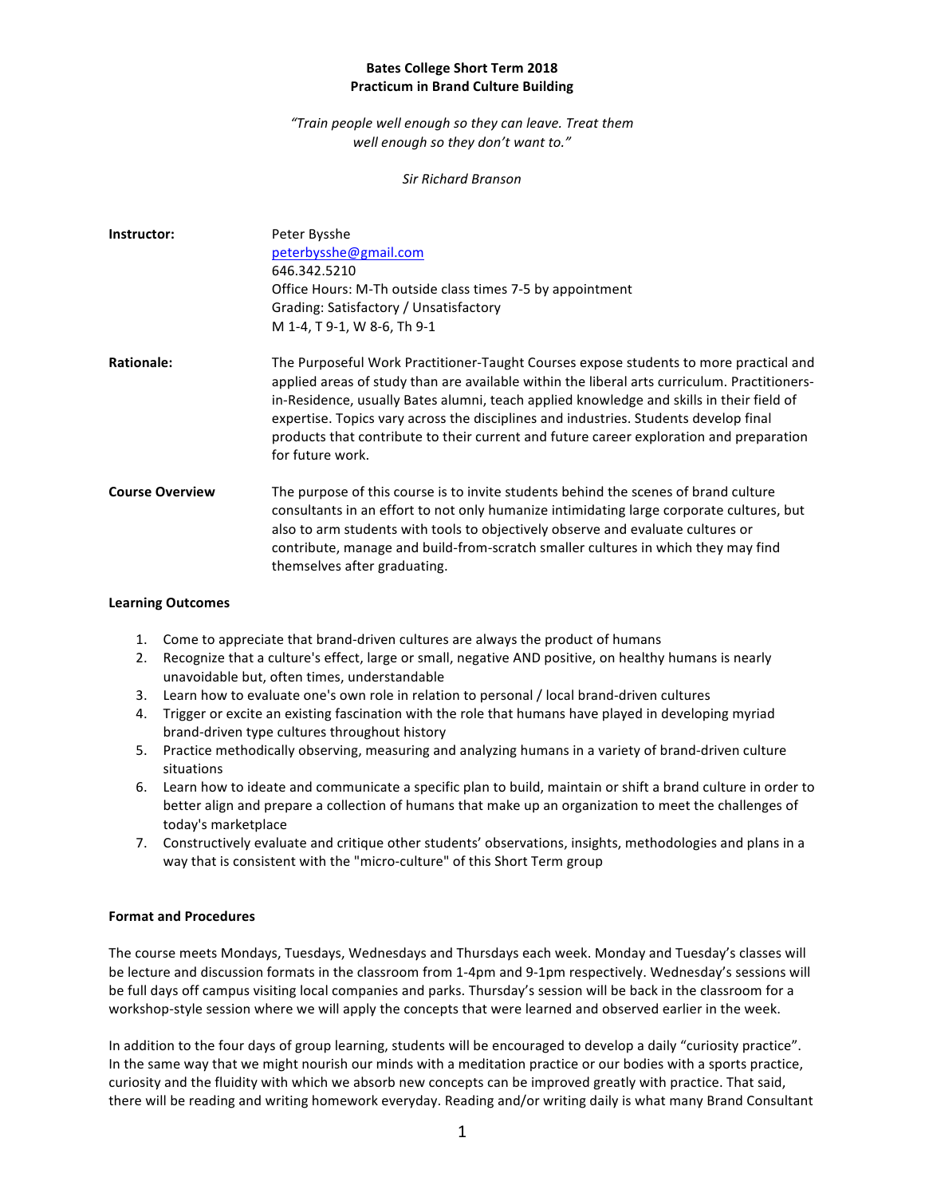**Bates College Short Term 2018**
**Practicum in Brand Culture Building**

*"Train people well enough so they can leave. Treat them well enough so they don't want to."*

*Sir Richard Branson*

| | |
|---|---|
| **Instructor:** | Peter Bysshe<br>peterbysshe@gmail.com<br>646.342.5210<br>Office Hours: M-Th outside class times 7-5 by appointment<br>Grading: Satisfactory / Unsatisfactory<br>M 1-4, T 9-1, W 8-6, Th 9-1 |
| **Rationale:** | The Purposeful Work Practitioner-Taught Courses expose students to more practical and applied areas of study than are available within the liberal arts curriculum. Practitioners-in-Residence, usually Bates alumni, teach applied knowledge and skills in their field of expertise. Topics vary across the disciplines and industries. Students develop final products that contribute to their current and future career exploration and preparation for future work. |
| **Course Overview** | The purpose of this course is to invite students behind the scenes of brand culture consultants in an effort to not only humanize intimidating large corporate cultures, but also to arm students with tools to objectively observe and evaluate cultures or contribute, manage and build-from-scratch smaller cultures in which they may find themselves after graduating. |

**Learning Outcomes**

1. Come to appreciate that brand-driven cultures are always the product of humans
2. Recognize that a culture's effect, large or small, negative AND positive, on healthy humans is nearly unavoidable but, often times, understandable
3. Learn how to evaluate one's own role in relation to personal / local brand-driven cultures
4. Trigger or excite an existing fascination with the role that humans have played in developing myriad brand-driven type cultures throughout history
5. Practice methodically observing, measuring and analyzing humans in a variety of brand-driven culture situations
6. Learn how to ideate and communicate a specific plan to build, maintain or shift a brand culture in order to better align and prepare a collection of humans that make up an organization to meet the challenges of today's marketplace
7. Constructively evaluate and critique other students' observations, insights, methodologies and plans in a way that is consistent with the "micro-culture" of this Short Term group

**Format and Procedures**

The course meets Mondays, Tuesdays, Wednesdays and Thursdays each week. Monday and Tuesday's classes will be lecture and discussion formats in the classroom from 1-4pm and 9-1pm respectively. Wednesday's sessions will be full days off campus visiting local companies and parks. Thursday's session will be back in the classroom for a workshop-style session where we will apply the concepts that were learned and observed earlier in the week.

In addition to the four days of group learning, students will be encouraged to develop a daily "curiosity practice". In the same way that we might nourish our minds with a meditation practice or our bodies with a sports practice, curiosity and the fluidity with which we absorb new concepts can be improved greatly with practice. That said, there will be reading and writing homework everyday. Reading and/or writing daily is what many Brand Consultant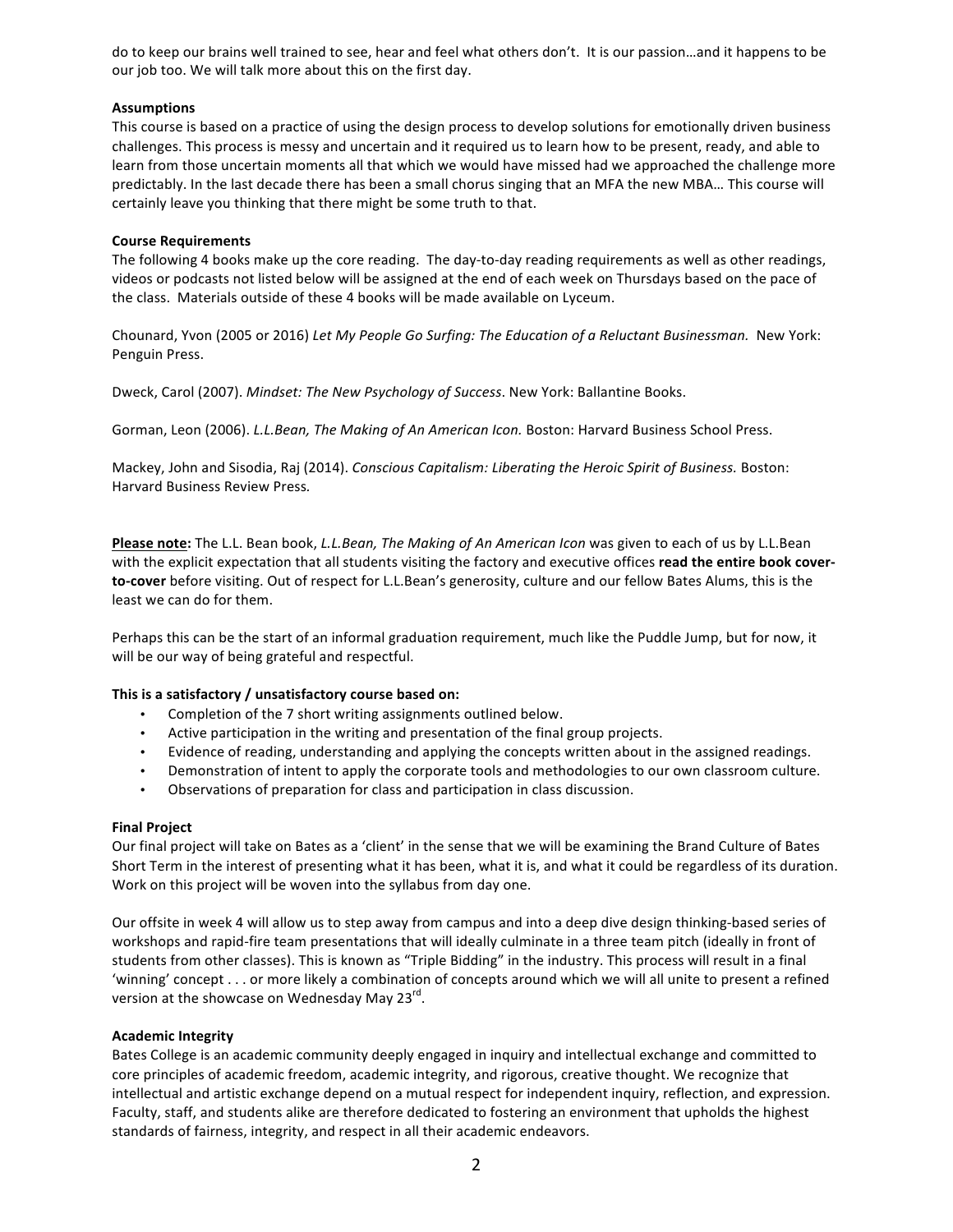do to keep our brains well trained to see, hear and feel what others don't. It is our passion…and it happens to be our job too. We will talk more about this on the first day.

**Assumptions**

This course is based on a practice of using the design process to develop solutions for emotionally driven business challenges. This process is messy and uncertain and it required us to learn how to be present, ready, and able to learn from those uncertain moments all that which we would have missed had we approached the challenge more predictably. In the last decade there has been a small chorus singing that an MFA the new MBA… This course will certainly leave you thinking that there might be some truth to that.

**Course Requirements**

The following 4 books make up the core reading. The day-to-day reading requirements as well as other readings, videos or podcasts not listed below will be assigned at the end of each week on Thursdays based on the pace of the class. Materials outside of these 4 books will be made available on Lyceum.

Chounard, Yvon (2005 or 2016) *Let My People Go Surfing: The Education of a Reluctant Businessman.* New York: Penguin Press.

Dweck, Carol (2007). *Mindset: The New Psychology of Success*. New York: Ballantine Books.

Gorman, Leon (2006). *L.L.Bean, The Making of An American Icon.* Boston: Harvard Business School Press.

Mackey, John and Sisodia, Raj (2014). *Conscious Capitalism: Liberating the Heroic Spirit of Business.* Boston: Harvard Business Review Press.

**Please note:** The L.L. Bean book, *L.L.Bean, The Making of An American Icon* was given to each of us by L.L.Bean with the explicit expectation that all students visiting the factory and executive offices **read the entire book cover-to-cover** before visiting. Out of respect for L.L.Bean's generosity, culture and our fellow Bates Alums, this is the least we can do for them.

Perhaps this can be the start of an informal graduation requirement, much like the Puddle Jump, but for now, it will be our way of being grateful and respectful.

**This is a satisfactory / unsatisfactory course based on:**

- Completion of the 7 short writing assignments outlined below.
- Active participation in the writing and presentation of the final group projects.
- Evidence of reading, understanding and applying the concepts written about in the assigned readings.
- Demonstration of intent to apply the corporate tools and methodologies to our own classroom culture.
- Observations of preparation for class and participation in class discussion.

**Final Project**

Our final project will take on Bates as a 'client' in the sense that we will be examining the Brand Culture of Bates Short Term in the interest of presenting what it has been, what it is, and what it could be regardless of its duration. Work on this project will be woven into the syllabus from day one.

Our offsite in week 4 will allow us to step away from campus and into a deep dive design thinking-based series of workshops and rapid-fire team presentations that will ideally culminate in a three team pitch (ideally in front of students from other classes). This is known as "Triple Bidding" in the industry. This process will result in a final 'winning' concept . . . or more likely a combination of concepts around which we will all unite to present a refined version at the showcase on Wednesday May 23rd.

**Academic Integrity**

Bates College is an academic community deeply engaged in inquiry and intellectual exchange and committed to core principles of academic freedom, academic integrity, and rigorous, creative thought. We recognize that intellectual and artistic exchange depend on a mutual respect for independent inquiry, reflection, and expression. Faculty, staff, and students alike are therefore dedicated to fostering an environment that upholds the highest standards of fairness, integrity, and respect in all their academic endeavors.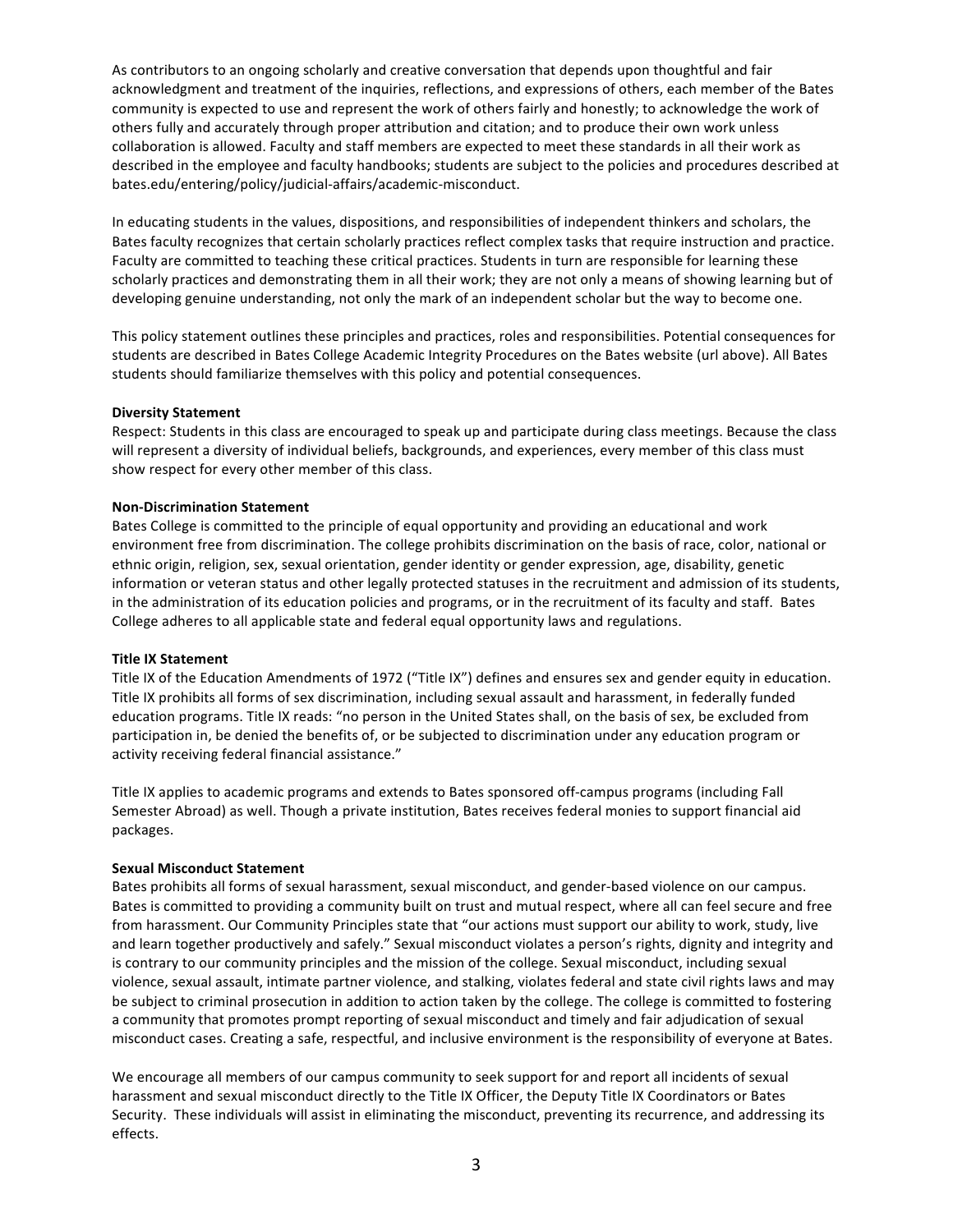As contributors to an ongoing scholarly and creative conversation that depends upon thoughtful and fair acknowledgment and treatment of the inquiries, reflections, and expressions of others, each member of the Bates community is expected to use and represent the work of others fairly and honestly; to acknowledge the work of others fully and accurately through proper attribution and citation; and to produce their own work unless collaboration is allowed. Faculty and staff members are expected to meet these standards in all their work as described in the employee and faculty handbooks; students are subject to the policies and procedures described at bates.edu/entering/policy/judicial-affairs/academic-misconduct.

In educating students in the values, dispositions, and responsibilities of independent thinkers and scholars, the Bates faculty recognizes that certain scholarly practices reflect complex tasks that require instruction and practice. Faculty are committed to teaching these critical practices. Students in turn are responsible for learning these scholarly practices and demonstrating them in all their work; they are not only a means of showing learning but of developing genuine understanding, not only the mark of an independent scholar but the way to become one.

This policy statement outlines these principles and practices, roles and responsibilities. Potential consequences for students are described in Bates College Academic Integrity Procedures on the Bates website (url above). All Bates students should familiarize themselves with this policy and potential consequences.

**Diversity Statement**
Respect: Students in this class are encouraged to speak up and participate during class meetings. Because the class will represent a diversity of individual beliefs, backgrounds, and experiences, every member of this class must show respect for every other member of this class.

**Non-Discrimination Statement**
Bates College is committed to the principle of equal opportunity and providing an educational and work environment free from discrimination. The college prohibits discrimination on the basis of race, color, national or ethnic origin, religion, sex, sexual orientation, gender identity or gender expression, age, disability, genetic information or veteran status and other legally protected statuses in the recruitment and admission of its students, in the administration of its education policies and programs, or in the recruitment of its faculty and staff. Bates College adheres to all applicable state and federal equal opportunity laws and regulations.

**Title IX Statement**
Title IX of the Education Amendments of 1972 ("Title IX") defines and ensures sex and gender equity in education. Title IX prohibits all forms of sex discrimination, including sexual assault and harassment, in federally funded education programs. Title IX reads: "no person in the United States shall, on the basis of sex, be excluded from participation in, be denied the benefits of, or be subjected to discrimination under any education program or activity receiving federal financial assistance."

Title IX applies to academic programs and extends to Bates sponsored off-campus programs (including Fall Semester Abroad) as well. Though a private institution, Bates receives federal monies to support financial aid packages.

**Sexual Misconduct Statement**
Bates prohibits all forms of sexual harassment, sexual misconduct, and gender-based violence on our campus. Bates is committed to providing a community built on trust and mutual respect, where all can feel secure and free from harassment. Our Community Principles state that "our actions must support our ability to work, study, live and learn together productively and safely." Sexual misconduct violates a person's rights, dignity and integrity and is contrary to our community principles and the mission of the college. Sexual misconduct, including sexual violence, sexual assault, intimate partner violence, and stalking, violates federal and state civil rights laws and may be subject to criminal prosecution in addition to action taken by the college. The college is committed to fostering a community that promotes prompt reporting of sexual misconduct and timely and fair adjudication of sexual misconduct cases. Creating a safe, respectful, and inclusive environment is the responsibility of everyone at Bates.

We encourage all members of our campus community to seek support for and report all incidents of sexual harassment and sexual misconduct directly to the Title IX Officer, the Deputy Title IX Coordinators or Bates Security. These individuals will assist in eliminating the misconduct, preventing its recurrence, and addressing its effects.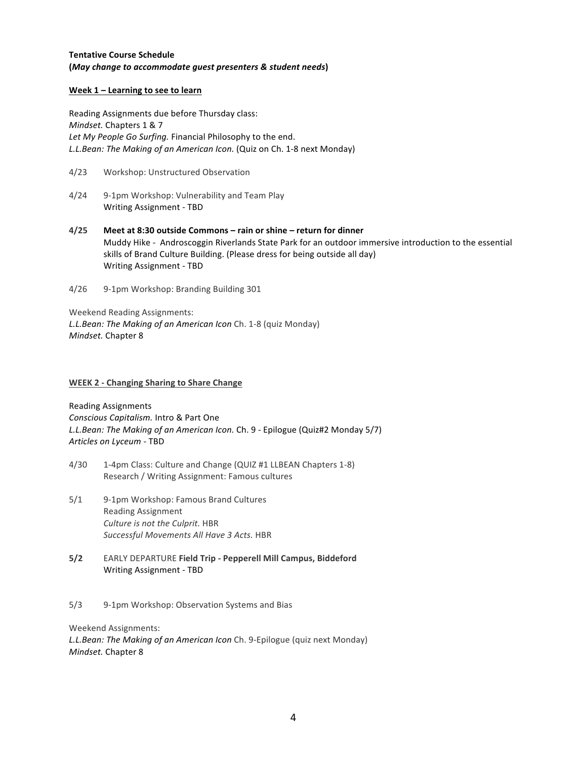**Tentative Course Schedule**
**(*May change to accommodate guest presenters & student needs*)**

**Week 1 – Learning to see to learn**

Reading Assignments due before Thursday class:
*Mindset.* Chapters 1 & 7
*Let My People Go Surfing.* Financial Philosophy to the end.
*L.L.Bean: The Making of an American Icon.* (Quiz on Ch. 1-8 next Monday)

4/23 Workshop: Unstructured Observation

4/24 9-1pm Workshop: Vulnerability and Team Play
Writing Assignment - TBD

**4/25 Meet at 8:30 outside Commons – rain or shine – return for dinner**
Muddy Hike - Androscoggin Riverlands State Park for an outdoor immersive introduction to the essential skills of Brand Culture Building. (Please dress for being outside all day)
Writing Assignment - TBD

4/26 9-1pm Workshop: Branding Building 301

Weekend Reading Assignments:
*L.L.Bean: The Making of an American Icon* Ch. 1-8 (quiz Monday)
*Mindset.* Chapter 8

**WEEK 2 - Changing Sharing to Share Change**

Reading Assignments
*Conscious Capitalism.* Intro & Part One
*L.L.Bean: The Making of an American Icon.* Ch. 9 - Epilogue (Quiz#2 Monday 5/7)
*Articles on Lyceum* - TBD

4/30 1-4pm Class: Culture and Change (QUIZ #1 LLBEAN Chapters 1-8)
Research / Writing Assignment: Famous cultures

5/1 9-1pm Workshop: Famous Brand Cultures
Reading Assignment
*Culture is not the Culprit.* HBR
*Successful Movements All Have 3 Acts.* HBR

**5/2** EARLY DEPARTURE **Field Trip - Pepperell Mill Campus, Biddeford**
Writing Assignment - TBD

5/3 9-1pm Workshop: Observation Systems and Bias

Weekend Assignments:
*L.L.Bean: The Making of an American Icon* Ch. 9-Epilogue (quiz next Monday)
*Mindset.* Chapter 8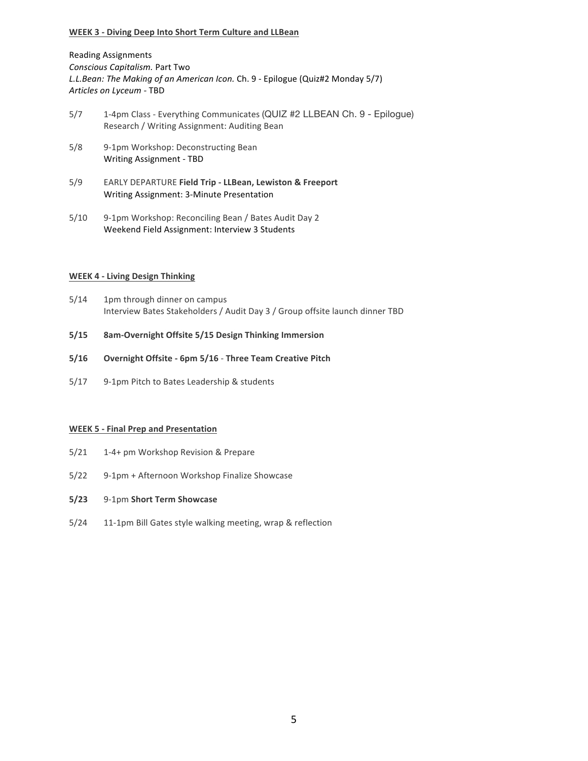**WEEK 3 - Diving Deep Into Short Term Culture and LLBean**

Reading Assignments
*Conscious Capitalism.* Part Two
*L.L.Bean: The Making of an American Icon.* Ch. 9 - Epilogue (Quiz#2 Monday 5/7)
*Articles on Lyceum* - TBD

5/7 1-4pm Class - Everything Communicates (QUIZ #2 LLBEAN Ch. 9 - Epilogue)
Research / Writing Assignment: Auditing Bean

5/8 9-1pm Workshop: Deconstructing Bean
Writing Assignment - TBD

5/9 EARLY DEPARTURE **Field Trip - LLBean, Lewiston & Freeport**
Writing Assignment: 3-Minute Presentation

5/10 9-1pm Workshop: Reconciling Bean / Bates Audit Day 2
Weekend Field Assignment: Interview 3 Students

**WEEK 4 - Living Design Thinking**

5/14 1pm through dinner on campus
Interview Bates Stakeholders / Audit Day 3 / Group offsite launch dinner TBD

**5/15 8am-Overnight Offsite 5/15 Design Thinking Immersion**

**5/16 Overnight Offsite - 6pm 5/16** - **Three Team Creative Pitch**

5/17 9-1pm Pitch to Bates Leadership & students

**WEEK 5 - Final Prep and Presentation**

5/21 1-4+ pm Workshop Revision & Prepare

5/22 9-1pm + Afternoon Workshop Finalize Showcase

**5/23** 9-1pm **Short Term Showcase**

5/24 11-1pm Bill Gates style walking meeting, wrap & reflection